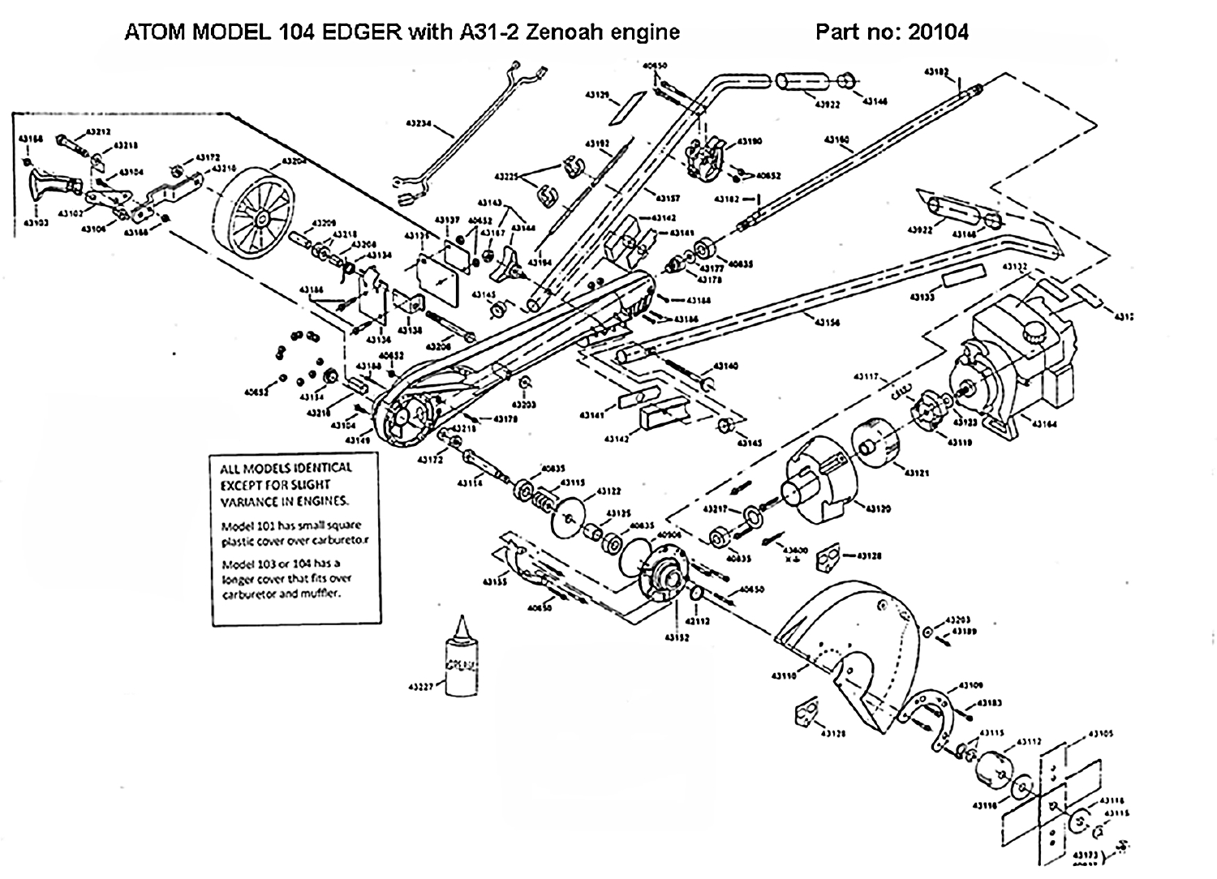# ATOM MODEL 104 EDGER with A31-2 Zenoah engine

Part no: 20104

ALL MODELS IDENTICAL EXCEPT FOR SLIGHT VARIANCE IN ENGINES.

Model 101 has small square plastic cover over carburetor.

Model 103 or 104 has a longer cover that fits over carburetor and muffler.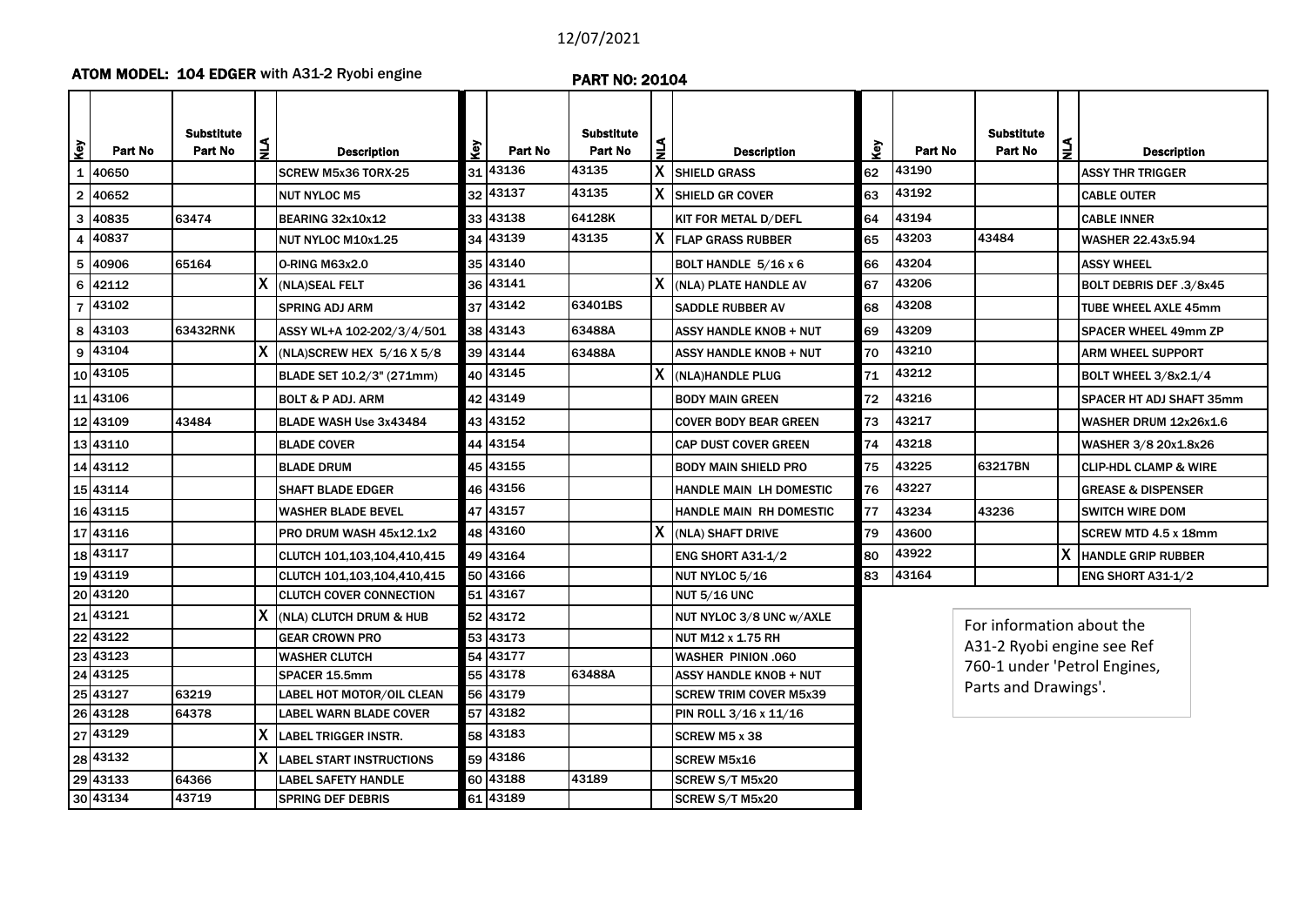12/07/2021

**ATOM MODEL: 104 EDGER** with A31-2 Ryobi engine

**PART NO: 20104**

| Key | Part No | Substitute Part No | NLA | Description | Key | Part No | Substitute Part No | NLA | Description | Key | Part No | Substitute Part No | NLA | Description |
|---|---|---|---|---|---|---|---|---|---|---|---|---|---|---|
| 1 | 40650 | | | SCREW M5x36 TORX-25 | 31 | 43136 | 43135 | X | SHIELD GRASS | 62 | 43190 | | | ASSY THR TRIGGER |
| 2 | 40652 | | | NUT NYLOC M5 | 32 | 43137 | 43135 | X | SHIELD GR COVER | 63 | 43192 | | | CABLE OUTER |
| 3 | 40835 | 63474 | | BEARING 32x10x12 | 33 | 43138 | 64128K | | KIT FOR METAL D/DEFL | 64 | 43194 | | | CABLE INNER |
| 4 | 40837 | | | NUT NYLOC M10x1.25 | 34 | 43139 | 43135 | X | FLAP GRASS RUBBER | 65 | 43203 | 43484 | | WASHER 22.43x5.94 |
| 5 | 40906 | 65164 | | O-RING M63x2.0 | 35 | 43140 | | | BOLT HANDLE 5/16 x 6 | 66 | 43204 | | | ASSY WHEEL |
| 6 | 42112 | | X | (NLA)SEAL FELT | 36 | 43141 | | X | (NLA) PLATE HANDLE AV | 67 | 43206 | | | BOLT DEBRIS DEF .3/8x45 |
| 7 | 43102 | | | SPRING ADJ ARM | 37 | 43142 | 63401BS | | SADDLE RUBBER AV | 68 | 43208 | | | TUBE WHEEL AXLE 45mm |
| 8 | 43103 | 63432RNK | | ASSY WL+A 102-202/3/4/501 | 38 | 43143 | 63488A | | ASSY HANDLE KNOB + NUT | 69 | 43209 | | | SPACER WHEEL 49mm ZP |
| 9 | 43104 | | X | (NLA)SCREW HEX 5/16 X 5/8 | 39 | 43144 | 63488A | | ASSY HANDLE KNOB + NUT | 70 | 43210 | | | ARM WHEEL SUPPORT |
| 10 | 43105 | | | BLADE SET 10.2/3" (271mm) | 40 | 43145 | | X | (NLA)HANDLE PLUG | 71 | 43212 | | | BOLT WHEEL 3/8x2.1/4 |
| 11 | 43106 | | | BOLT & P ADJ. ARM | 42 | 43149 | | | BODY MAIN GREEN | 72 | 43216 | | | SPACER HT ADJ SHAFT 35mm |
| 12 | 43109 | 43484 | | BLADE WASH Use 3x43484 | 43 | 43152 | | | COVER BODY BEAR GREEN | 73 | 43217 | | | WASHER DRUM 12x26x1.6 |
| 13 | 43110 | | | BLADE COVER | 44 | 43154 | | | CAP DUST COVER GREEN | 74 | 43218 | | | WASHER 3/8 20x1.8x26 |
| 14 | 43112 | | | BLADE DRUM | 45 | 43155 | | | BODY MAIN SHIELD PRO | 75 | 43225 | 63217BN | | CLIP-HDL CLAMP & WIRE |
| 15 | 43114 | | | SHAFT BLADE EDGER | 46 | 43156 | | | HANDLE MAIN LH DOMESTIC | 76 | 43227 | | | GREASE & DISPENSER |
| 16 | 43115 | | | WASHER BLADE BEVEL | 47 | 43157 | | | HANDLE MAIN RH DOMESTIC | 77 | 43234 | 43236 | | SWITCH WIRE DOM |
| 17 | 43116 | | | PRO DRUM WASH 45x12.1x2 | 48 | 43160 | | X | (NLA) SHAFT DRIVE | 79 | 43600 | | | SCREW MTD 4.5 x 18mm |
| 18 | 43117 | | | CLUTCH 101,103,104,410,415 | 49 | 43164 | | | ENG SHORT A31-1/2 | 80 | 43922 | | X | HANDLE GRIP RUBBER |
| 19 | 43119 | | | CLUTCH 101,103,104,410,415 | 50 | 43166 | | | NUT NYLOC 5/16 | 83 | 43164 | | | ENG SHORT A31-1/2 |
| 20 | 43120 | | | CLUTCH COVER CONNECTION | 51 | 43167 | | | NUT 5/16 UNC | | | | | |
| 21 | 43121 | | X | (NLA) CLUTCH DRUM & HUB | 52 | 43172 | | | NUT NYLOC 3/8 UNC w/AXLE | | | | | |
| 22 | 43122 | | | GEAR CROWN PRO | 53 | 43173 | | | NUT M12 x 1.75 RH | | | | | |
| 23 | 43123 | | | WASHER CLUTCH | 54 | 43177 | | | WASHER PINION .060 | | | | | |
| 24 | 43125 | | | SPACER 15.5mm | 55 | 43178 | 63488A | | ASSY HANDLE KNOB + NUT | | | | | |
| 25 | 43127 | 63219 | | LABEL HOT MOTOR/OIL CLEAN | 56 | 43179 | | | SCREW TRIM COVER M5x39 | | | | | |
| 26 | 43128 | 64378 | | LABEL WARN BLADE COVER | 57 | 43182 | | | PIN ROLL 3/16 x 11/16 | | | | | |
| 27 | 43129 | | X | LABEL TRIGGER INSTR. | 58 | 43183 | | | SCREW M5 x 38 | | | | | |
| 28 | 43132 | | X | LABEL START INSTRUCTIONS | 59 | 43186 | | | SCREW M5x16 | | | | | |
| 29 | 43133 | 64366 | | LABEL SAFETY HANDLE | 60 | 43188 | 43189 | | SCREW S/T M5x20 | | | | | |
| 30 | 43134 | 43719 | | SPRING DEF DEBRIS | 61 | 43189 | | | SCREW S/T M5x20 | | | | | |

For information about the A31-2 Ryobi engine see Ref 760-1 under 'Petrol Engines, Parts and Drawings'.